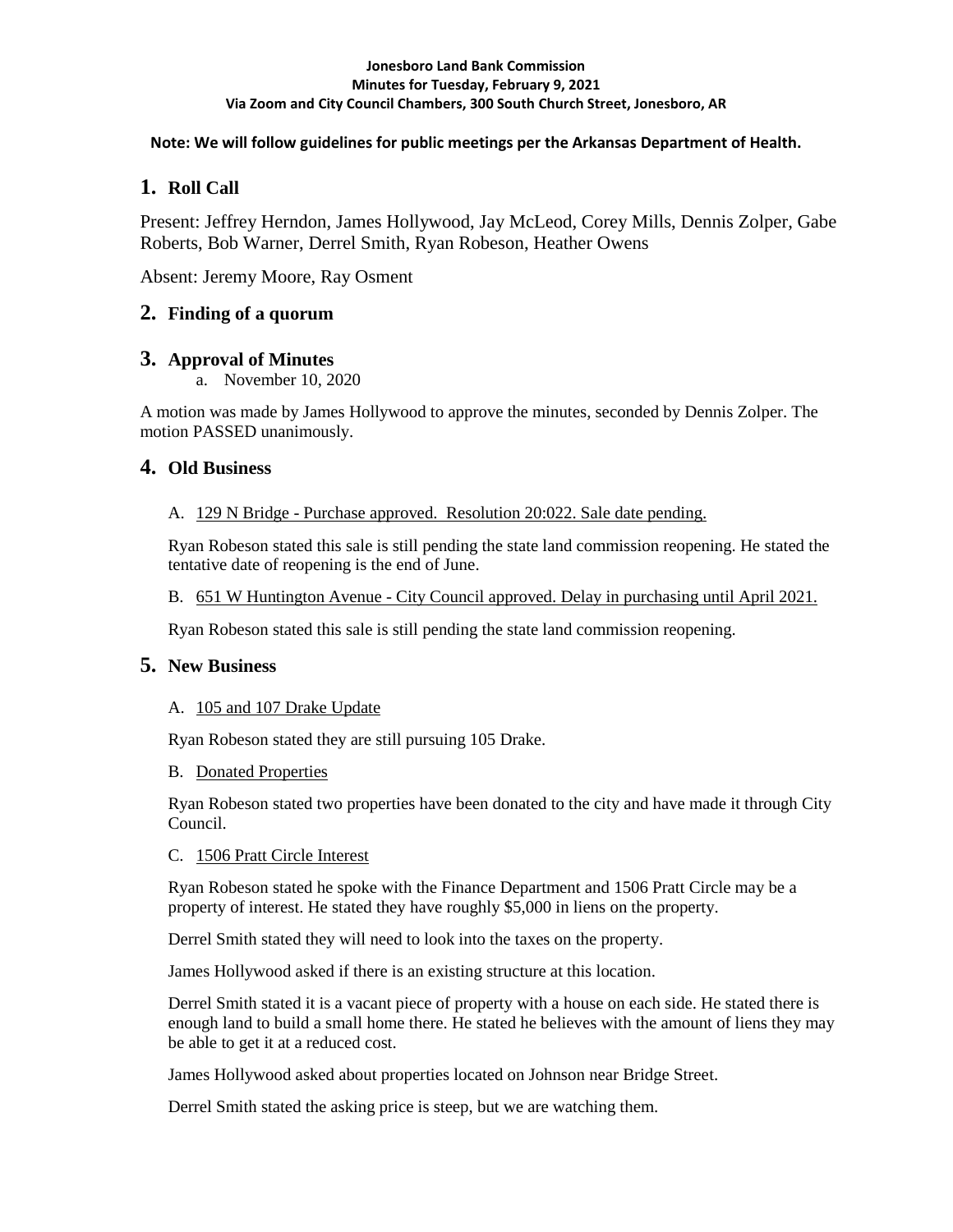**Jonesboro Land Bank Commission**
**Minutes for Tuesday, February 9, 2021**
**Via Zoom and City Council Chambers, 300 South Church Street, Jonesboro, AR**

**Note: We will follow guidelines for public meetings per the Arkansas Department of Health.**

## 1. Roll Call

Present: Jeffrey Herndon, James Hollywood, Jay McLeod, Corey Mills, Dennis Zolper, Gabe Roberts, Bob Warner, Derrel Smith, Ryan Robeson, Heather Owens

Absent: Jeremy Moore, Ray Osment

## 2. Finding of a quorum

## 3. Approval of Minutes

a. November 10, 2020

A motion was made by James Hollywood to approve the minutes, seconded by Dennis Zolper. The motion PASSED unanimously.

## 4. Old Business

A. 129 N Bridge - Purchase approved. Resolution 20:022. Sale date pending.

Ryan Robeson stated this sale is still pending the state land commission reopening. He stated the tentative date of reopening is the end of June.

B. 651 W Huntington Avenue - City Council approved. Delay in purchasing until April 2021.

Ryan Robeson stated this sale is still pending the state land commission reopening.

## 5. New Business

A. 105 and 107 Drake Update

Ryan Robeson stated they are still pursuing 105 Drake.

B. Donated Properties

Ryan Robeson stated two properties have been donated to the city and have made it through City Council.

C. 1506 Pratt Circle Interest

Ryan Robeson stated he spoke with the Finance Department and 1506 Pratt Circle may be a property of interest. He stated they have roughly $5,000 in liens on the property.

Derrel Smith stated they will need to look into the taxes on the property.

James Hollywood asked if there is an existing structure at this location.

Derrel Smith stated it is a vacant piece of property with a house on each side. He stated there is enough land to build a small home there. He stated he believes with the amount of liens they may be able to get it at a reduced cost.

James Hollywood asked about properties located on Johnson near Bridge Street.

Derrel Smith stated the asking price is steep, but we are watching them.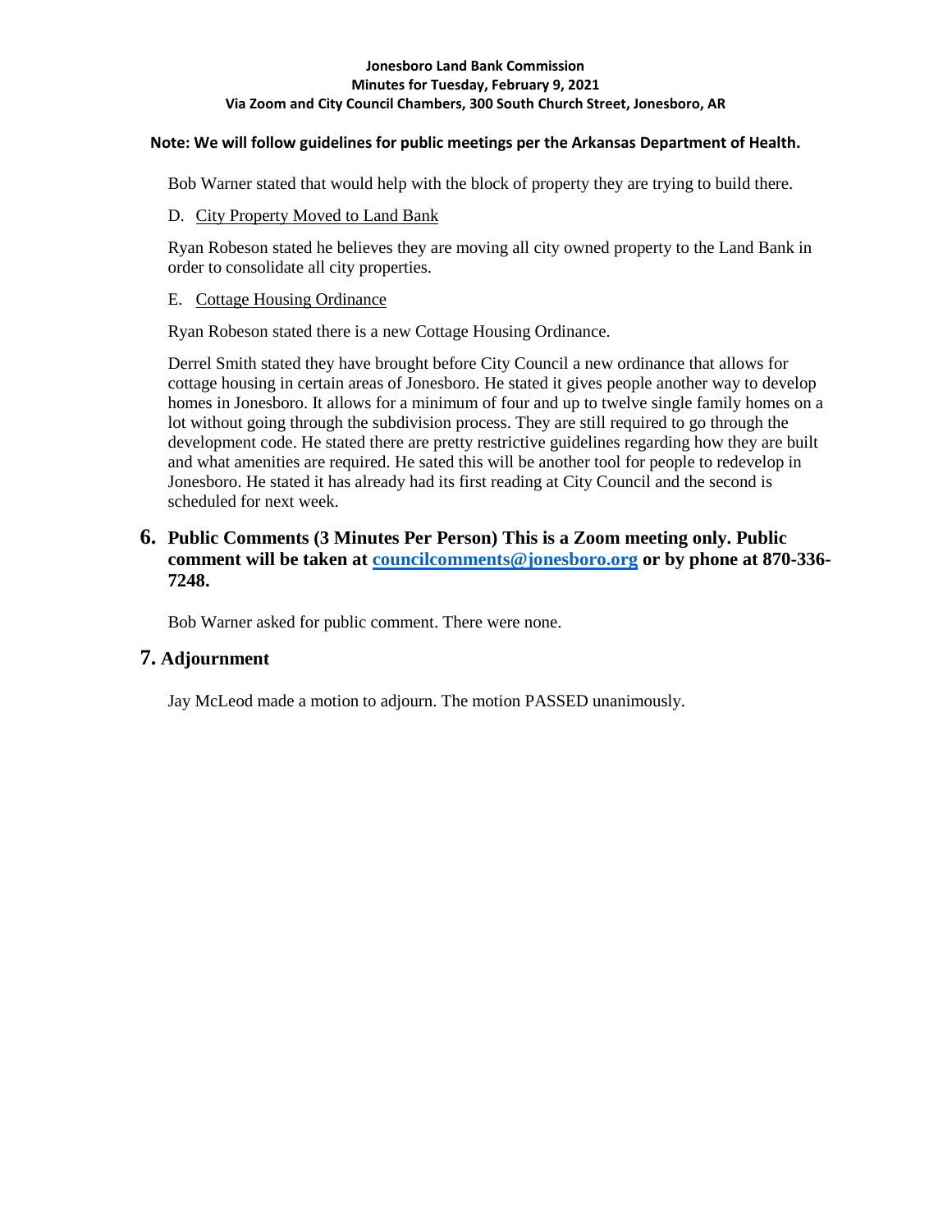Bob Warner stated that would help with the block of property they are trying to build there.

D. City Property Moved to Land Bank

Ryan Robeson stated he believes they are moving all city owned property to the Land Bank in order to consolidate all city properties.

E. Cottage Housing Ordinance

Ryan Robeson stated there is a new Cottage Housing Ordinance.

Derrel Smith stated they have brought before City Council a new ordinance that allows for cottage housing in certain areas of Jonesboro. He stated it gives people another way to develop homes in Jonesboro. It allows for a minimum of four and up to twelve single family homes on a lot without going through the subdivision process. They are still required to go through the development code. He stated there are pretty restrictive guidelines regarding how they are built and what amenities are required. He sated this will be another tool for people to redevelop in Jonesboro. He stated it has already had its first reading at City Council and the second is scheduled for next week.

## 6. Public Comments (3 Minutes Per Person) This is a Zoom meeting only. Public comment will be taken at councilcomments@jonesboro.org or by phone at 870-336-7248.

Bob Warner asked for public comment. There were none.

## 7. Adjournment

Jay McLeod made a motion to adjourn. The motion PASSED unanimously.